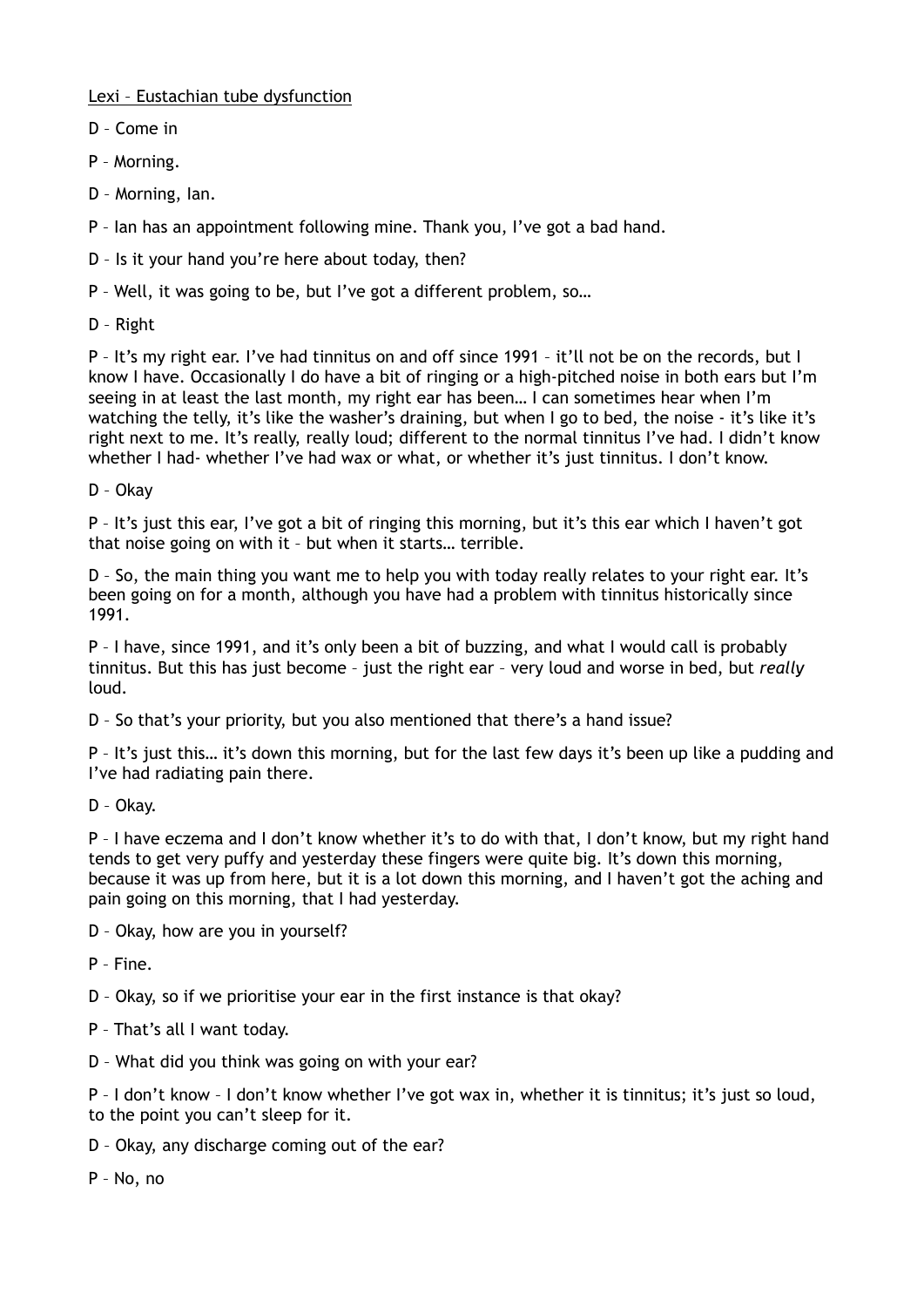<u>Lexi – Eustachian tube dysfunction</u>

D – Come in

P – Morning.

D – Morning, Ian.

P – Ian has an appointment following mine. Thank you, I've got a bad hand.

D – Is it your hand you're here about today, then?

P – Well, it was going to be, but I've got a different problem, so…

D – Right

P – It's my right ear. I've had tinnitus on and off since 1991 – it'll not be on the records, but I know I have. Occasionally I do have a bit of ringing or a high-pitched noise in both ears but I'm seeing in at least the last month, my right ear has been… I can sometimes hear when I'm watching the telly, it's like the washer's draining, but when I go to bed, the noise - it's like it's right next to me. It's really, really loud; different to the normal tinnitus I've had. I didn't know whether I had- whether I've had wax or what, or whether it's just tinnitus. I don't know.

D – Okay

P – It's just this ear, I've got a bit of ringing this morning, but it's this ear which I haven't got that noise going on with it – but when it starts… terrible.

D – So, the main thing you want me to help you with today really relates to your right ear. It's been going on for a month, although you have had a problem with tinnitus historically since 1991.

P – I have, since 1991, and it's only been a bit of buzzing, and what I would call is probably tinnitus. But this has just become – just the right ear – very loud and worse in bed, but *really* loud.

D – So that's your priority, but you also mentioned that there's a hand issue?

P – It's just this… it's down this morning, but for the last few days it's been up like a pudding and I've had radiating pain there.

D – Okay.

P – I have eczema and I don't know whether it's to do with that, I don't know, but my right hand tends to get very puffy and yesterday these fingers were quite big. It's down this morning, because it was up from here, but it is a lot down this morning, and I haven't got the aching and pain going on this morning, that I had yesterday.

D – Okay, how are you in yourself?

P – Fine.

D – Okay, so if we prioritise your ear in the first instance is that okay?

P – That's all I want today.

D – What did you think was going on with your ear?

P – I don't know – I don't know whether I've got wax in, whether it is tinnitus; it's just so loud, to the point you can't sleep for it.

D – Okay, any discharge coming out of the ear?

P – No, no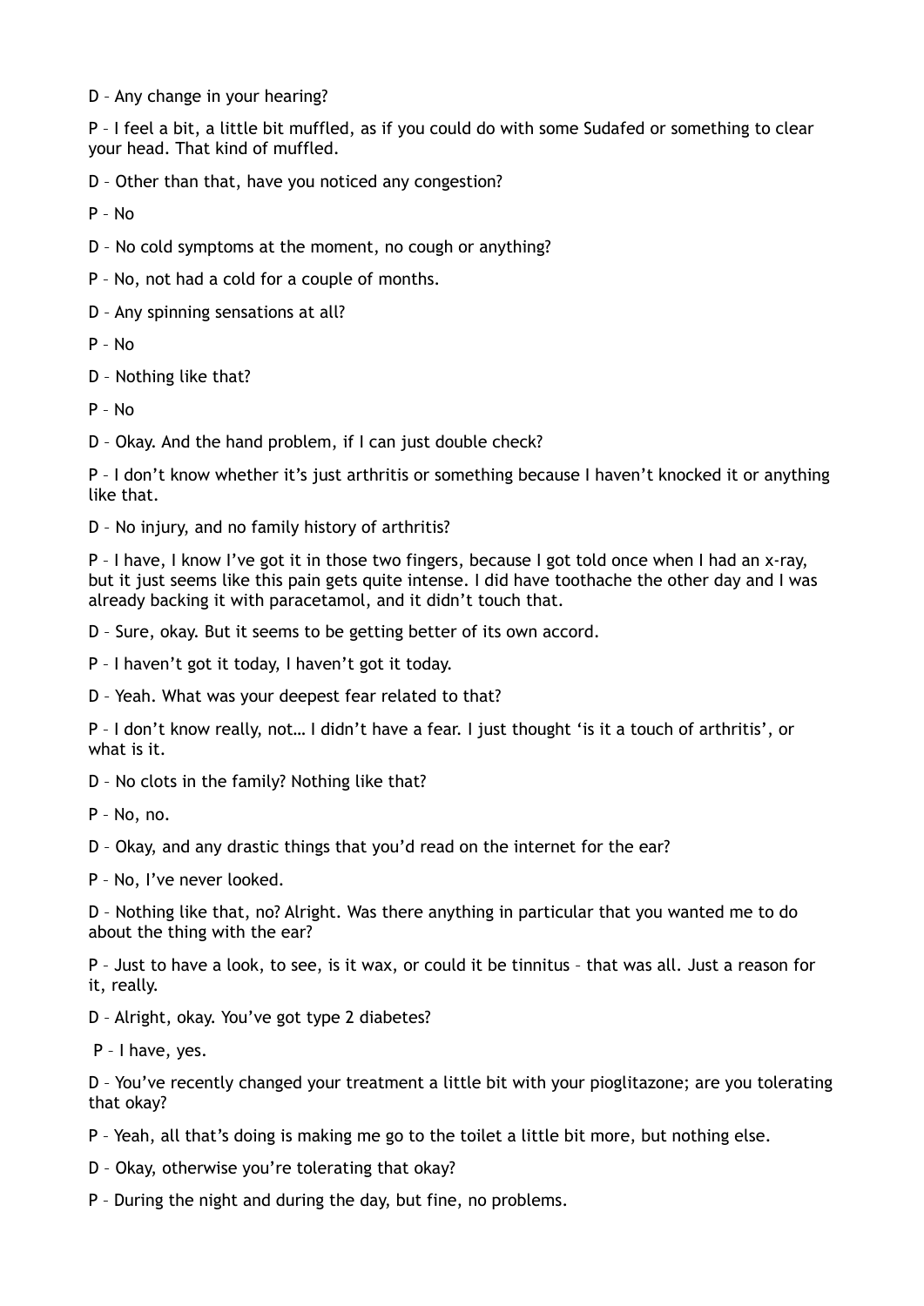D – Any change in your hearing?

P – I feel a bit, a little bit muffled, as if you could do with some Sudafed or something to clear your head. That kind of muffled.

D – Other than that, have you noticed any congestion?

P – No

D – No cold symptoms at the moment, no cough or anything?

P – No, not had a cold for a couple of months.

D – Any spinning sensations at all?

P – No

D – Nothing like that?

P – No

D – Okay. And the hand problem, if I can just double check?

P – I don't know whether it's just arthritis or something because I haven't knocked it or anything like that.

D – No injury, and no family history of arthritis?

P – I have, I know I've got it in those two fingers, because I got told once when I had an x-ray, but it just seems like this pain gets quite intense. I did have toothache the other day and I was already backing it with paracetamol, and it didn't touch that.

D – Sure, okay. But it seems to be getting better of its own accord.

P – I haven't got it today, I haven't got it today.

D – Yeah. What was your deepest fear related to that?

P – I don't know really, not… I didn't have a fear. I just thought 'is it a touch of arthritis', or what is it.

D – No clots in the family? Nothing like that?

P – No, no.

D – Okay, and any drastic things that you'd read on the internet for the ear?

P – No, I've never looked.

D – Nothing like that, no? Alright. Was there anything in particular that you wanted me to do about the thing with the ear?

P – Just to have a look, to see, is it wax, or could it be tinnitus – that was all. Just a reason for it, really.

D – Alright, okay. You've got type 2 diabetes?

P – I have, yes.

D – You've recently changed your treatment a little bit with your pioglitazone; are you tolerating that okay?

P – Yeah, all that's doing is making me go to the toilet a little bit more, but nothing else.

D – Okay, otherwise you're tolerating that okay?

P – During the night and during the day, but fine, no problems.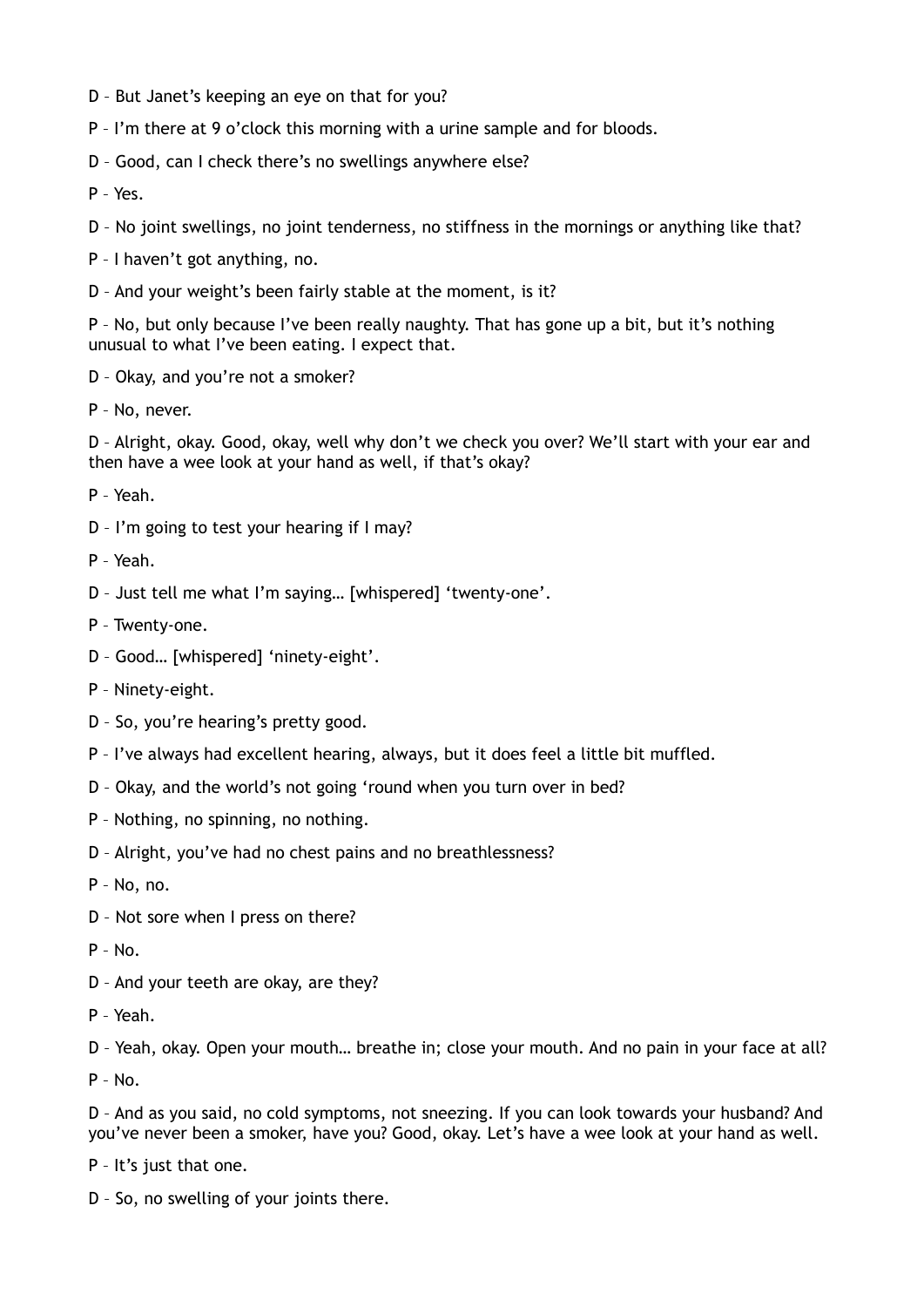D – But Janet's keeping an eye on that for you?

P – I'm there at 9 o'clock this morning with a urine sample and for bloods.

D – Good, can I check there's no swellings anywhere else?

P – Yes.

D – No joint swellings, no joint tenderness, no stiffness in the mornings or anything like that?

P – I haven't got anything, no.

D – And your weight's been fairly stable at the moment, is it?

P – No, but only because I've been really naughty. That has gone up a bit, but it's nothing unusual to what I've been eating. I expect that.

D – Okay, and you're not a smoker?

P – No, never.

D – Alright, okay. Good, okay, well why don't we check you over? We'll start with your ear and then have a wee look at your hand as well, if that's okay?

P – Yeah.

D – I'm going to test your hearing if I may?

P – Yeah.

D – Just tell me what I'm saying… [whispered] 'twenty-one'.

P – Twenty-one.

D – Good… [whispered] 'ninety-eight'.

P – Ninety-eight.

D – So, you're hearing's pretty good.

P – I've always had excellent hearing, always, but it does feel a little bit muffled.

D – Okay, and the world's not going 'round when you turn over in bed?

P – Nothing, no spinning, no nothing.

D – Alright, you've had no chest pains and no breathlessness?

P – No, no.

D – Not sore when I press on there?

P – No.

D – And your teeth are okay, are they?

P – Yeah.

D – Yeah, okay. Open your mouth… breathe in; close your mouth. And no pain in your face at all?

P – No.

D – And as you said, no cold symptoms, not sneezing. If you can look towards your husband? And you've never been a smoker, have you? Good, okay. Let's have a wee look at your hand as well.

P – It's just that one.

D – So, no swelling of your joints there.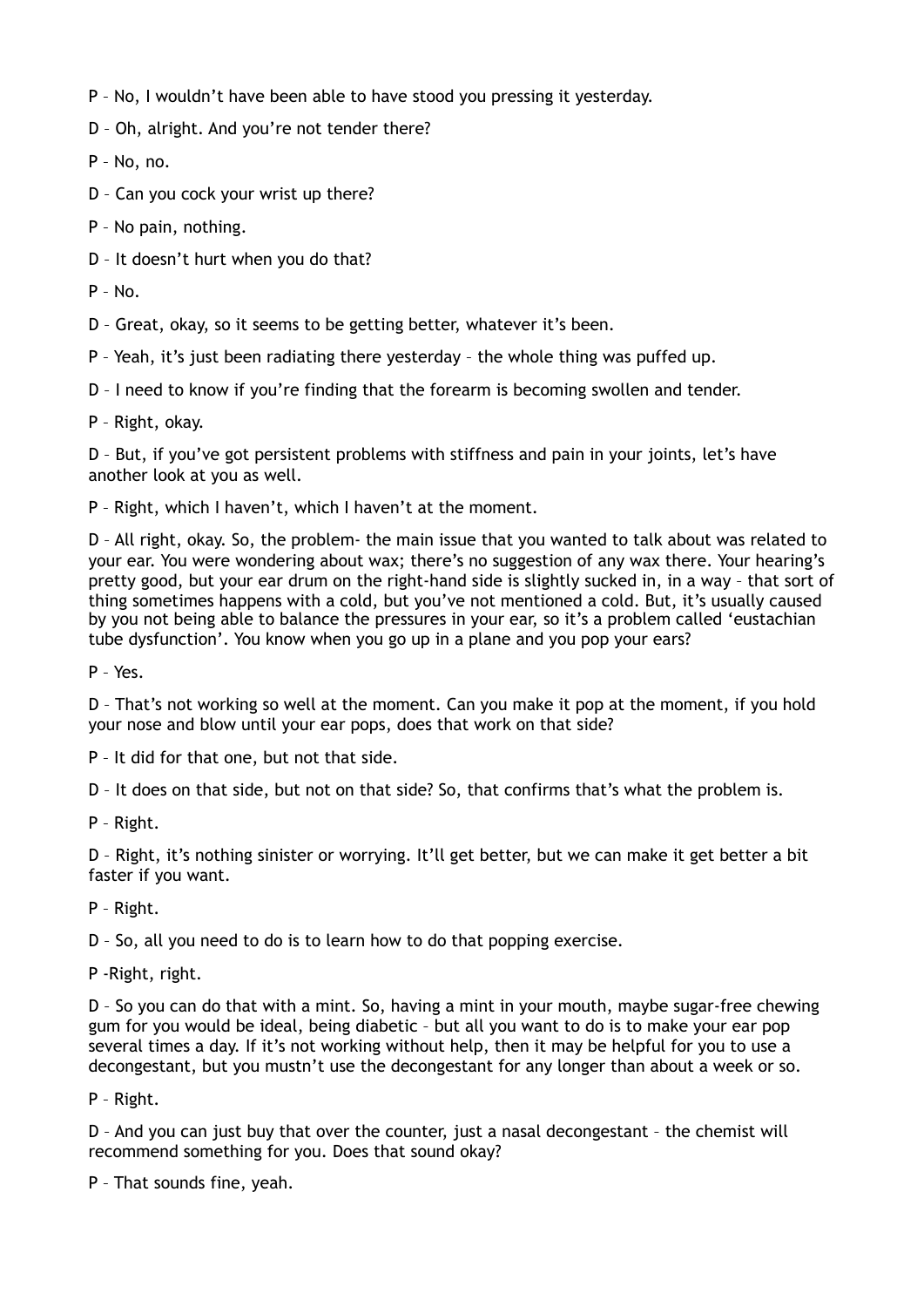P – No, I wouldn't have been able to have stood you pressing it yesterday.

D – Oh, alright. And you're not tender there?

P – No, no.

D – Can you cock your wrist up there?

P – No pain, nothing.

D – It doesn't hurt when you do that?

P – No.

D – Great, okay, so it seems to be getting better, whatever it's been.

P – Yeah, it's just been radiating there yesterday – the whole thing was puffed up.

D – I need to know if you're finding that the forearm is becoming swollen and tender.

P – Right, okay.

D – But, if you've got persistent problems with stiffness and pain in your joints, let's have another look at you as well.

P – Right, which I haven't, which I haven't at the moment.

D – All right, okay. So, the problem- the main issue that you wanted to talk about was related to your ear. You were wondering about wax; there's no suggestion of any wax there. Your hearing's pretty good, but your ear drum on the right-hand side is slightly sucked in, in a way – that sort of thing sometimes happens with a cold, but you've not mentioned a cold. But, it's usually caused by you not being able to balance the pressures in your ear, so it's a problem called 'eustachian tube dysfunction'. You know when you go up in a plane and you pop your ears?

P – Yes.

D – That's not working so well at the moment. Can you make it pop at the moment, if you hold your nose and blow until your ear pops, does that work on that side?

P – It did for that one, but not that side.

D – It does on that side, but not on that side? So, that confirms that's what the problem is.

P – Right.

D – Right, it's nothing sinister or worrying. It'll get better, but we can make it get better a bit faster if you want.

P – Right.

D – So, all you need to do is to learn how to do that popping exercise.

P -Right, right.

D – So you can do that with a mint. So, having a mint in your mouth, maybe sugar-free chewing gum for you would be ideal, being diabetic – but all you want to do is to make your ear pop several times a day. If it's not working without help, then it may be helpful for you to use a decongestant, but you mustn't use the decongestant for any longer than about a week or so.

P – Right.

D – And you can just buy that over the counter, just a nasal decongestant – the chemist will recommend something for you. Does that sound okay?

P – That sounds fine, yeah.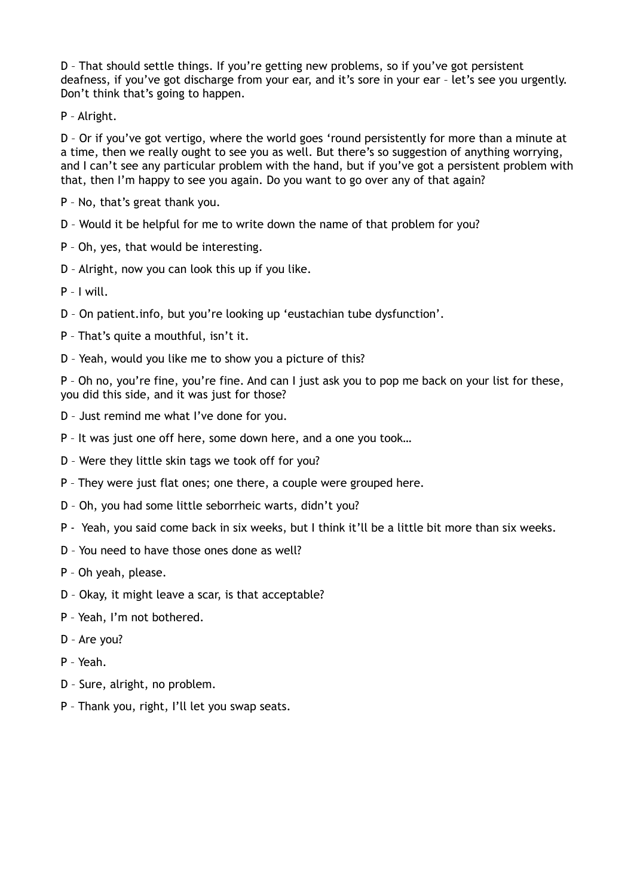D – That should settle things. If you're getting new problems, so if you've got persistent deafness, if you've got discharge from your ear, and it's sore in your ear – let's see you urgently. Don't think that's going to happen.

P – Alright.

D – Or if you've got vertigo, where the world goes 'round persistently for more than a minute at a time, then we really ought to see you as well. But there's so suggestion of anything worrying, and I can't see any particular problem with the hand, but if you've got a persistent problem with that, then I'm happy to see you again. Do you want to go over any of that again?

P – No, that's great thank you.

D – Would it be helpful for me to write down the name of that problem for you?

P – Oh, yes, that would be interesting.

D – Alright, now you can look this up if you like.

P – I will.

D – On patient.info, but you're looking up 'eustachian tube dysfunction'.

P – That's quite a mouthful, isn't it.

D – Yeah, would you like me to show you a picture of this?

P – Oh no, you're fine, you're fine. And can I just ask you to pop me back on your list for these, you did this side, and it was just for those?

D – Just remind me what I've done for you.

P – It was just one off here, some down here, and a one you took…

D – Were they little skin tags we took off for you?

P – They were just flat ones; one there, a couple were grouped here.

D – Oh, you had some little seborrheic warts, didn't you?

P - Yeah, you said come back in six weeks, but I think it'll be a little bit more than six weeks.

D – You need to have those ones done as well?

P – Oh yeah, please.

D – Okay, it might leave a scar, is that acceptable?

P – Yeah, I'm not bothered.

D – Are you?

P – Yeah.

D – Sure, alright, no problem.

P – Thank you, right, I'll let you swap seats.